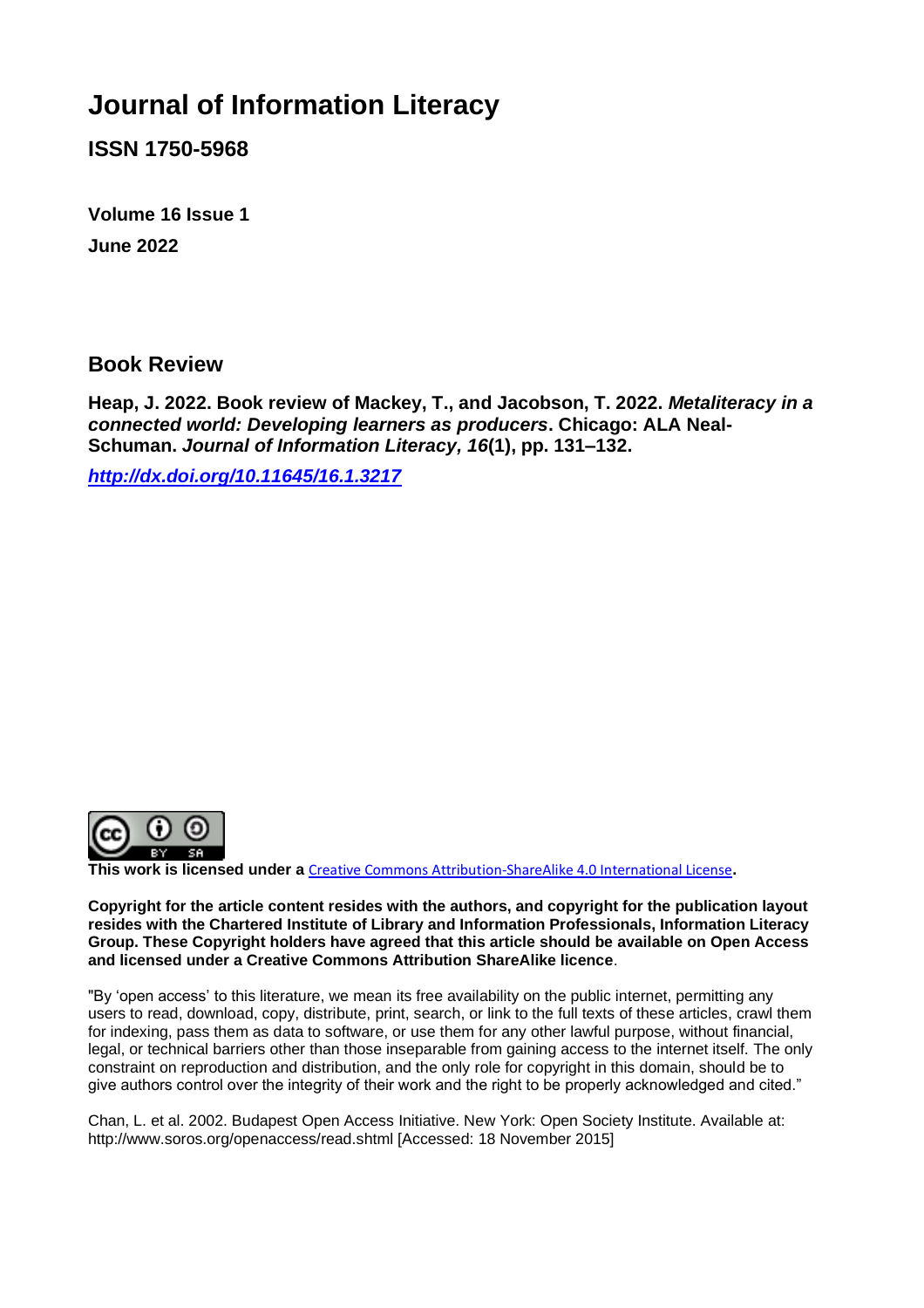# Journal of Information Literacy

**ISSN 1750-5968**

**Volume 16 Issue 1**

**June 2022**

## Book Review

**Heap, J. 2022. Book review of Mackey, T., and Jacobson, T. 2022. *Metaliteracy in a connected world: Developing learners as producers*. Chicago: ALA Neal-Schuman. *Journal of Information Literacy, 16*(1), pp. 131–132.**

***http://dx.doi.org/10.11645/16.1.3217***

**This work is licensed under a** Creative Commons Attribution-ShareAlike 4.0 International License**.**

**Copyright for the article content resides with the authors, and copyright for the publication layout resides with the Chartered Institute of Library and Information Professionals, Information Literacy Group. These Copyright holders have agreed that this article should be available on Open Access and licensed under a Creative Commons Attribution ShareAlike licence**.

"By 'open access' to this literature, we mean its free availability on the public internet, permitting any users to read, download, copy, distribute, print, search, or link to the full texts of these articles, crawl them for indexing, pass them as data to software, or use them for any other lawful purpose, without financial, legal, or technical barriers other than those inseparable from gaining access to the internet itself. The only constraint on reproduction and distribution, and the only role for copyright in this domain, should be to give authors control over the integrity of their work and the right to be properly acknowledged and cited."

Chan, L. et al. 2002. Budapest Open Access Initiative. New York: Open Society Institute. Available at: http://www.soros.org/openaccess/read.shtml [Accessed: 18 November 2015]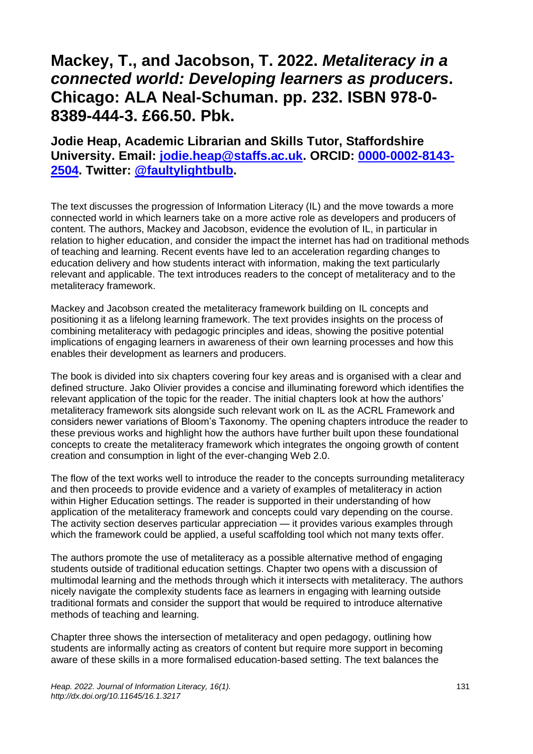# Mackey, T., and Jacobson, T. 2022. *Metaliteracy in a connected world: Developing learners as producers*. Chicago: ALA Neal-Schuman. pp. 232. ISBN 978-0-8389-444-3. £66.50. Pbk.

## Jodie Heap, Academic Librarian and Skills Tutor, Staffordshire University. Email: [jodie.heap@staffs.ac.uk](mailto:jodie.heap@staffs.ac.uk). ORCID: [0000-0002-8143-2504](https://orcid.org/0000-0002-8143-2504). Twitter: [@faultylightbulb](https://twitter.com/faultylightbulb).

The text discusses the progression of Information Literacy (IL) and the move towards a more connected world in which learners take on a more active role as developers and producers of content. The authors, Mackey and Jacobson, evidence the evolution of IL, in particular in relation to higher education, and consider the impact the internet has had on traditional methods of teaching and learning. Recent events have led to an acceleration regarding changes to education delivery and how students interact with information, making the text particularly relevant and applicable. The text introduces readers to the concept of metaliteracy and to the metaliteracy framework.

Mackey and Jacobson created the metaliteracy framework building on IL concepts and positioning it as a lifelong learning framework. The text provides insights on the process of combining metaliteracy with pedagogic principles and ideas, showing the positive potential implications of engaging learners in awareness of their own learning processes and how this enables their development as learners and producers.

The book is divided into six chapters covering four key areas and is organised with a clear and defined structure. Jako Olivier provides a concise and illuminating foreword which identifies the relevant application of the topic for the reader. The initial chapters look at how the authors' metaliteracy framework sits alongside such relevant work on IL as the ACRL Framework and considers newer variations of Bloom's Taxonomy. The opening chapters introduce the reader to these previous works and highlight how the authors have further built upon these foundational concepts to create the metaliteracy framework which integrates the ongoing growth of content creation and consumption in light of the ever-changing Web 2.0.

The flow of the text works well to introduce the reader to the concepts surrounding metaliteracy and then proceeds to provide evidence and a variety of examples of metaliteracy in action within Higher Education settings. The reader is supported in their understanding of how application of the metaliteracy framework and concepts could vary depending on the course. The activity section deserves particular appreciation — it provides various examples through which the framework could be applied, a useful scaffolding tool which not many texts offer.

The authors promote the use of metaliteracy as a possible alternative method of engaging students outside of traditional education settings. Chapter two opens with a discussion of multimodal learning and the methods through which it intersects with metaliteracy. The authors nicely navigate the complexity students face as learners in engaging with learning outside traditional formats and consider the support that would be required to introduce alternative methods of teaching and learning.

Chapter three shows the intersection of metaliteracy and open pedagogy, outlining how students are informally acting as creators of content but require more support in becoming aware of these skills in a more formalised education-based setting. The text balances the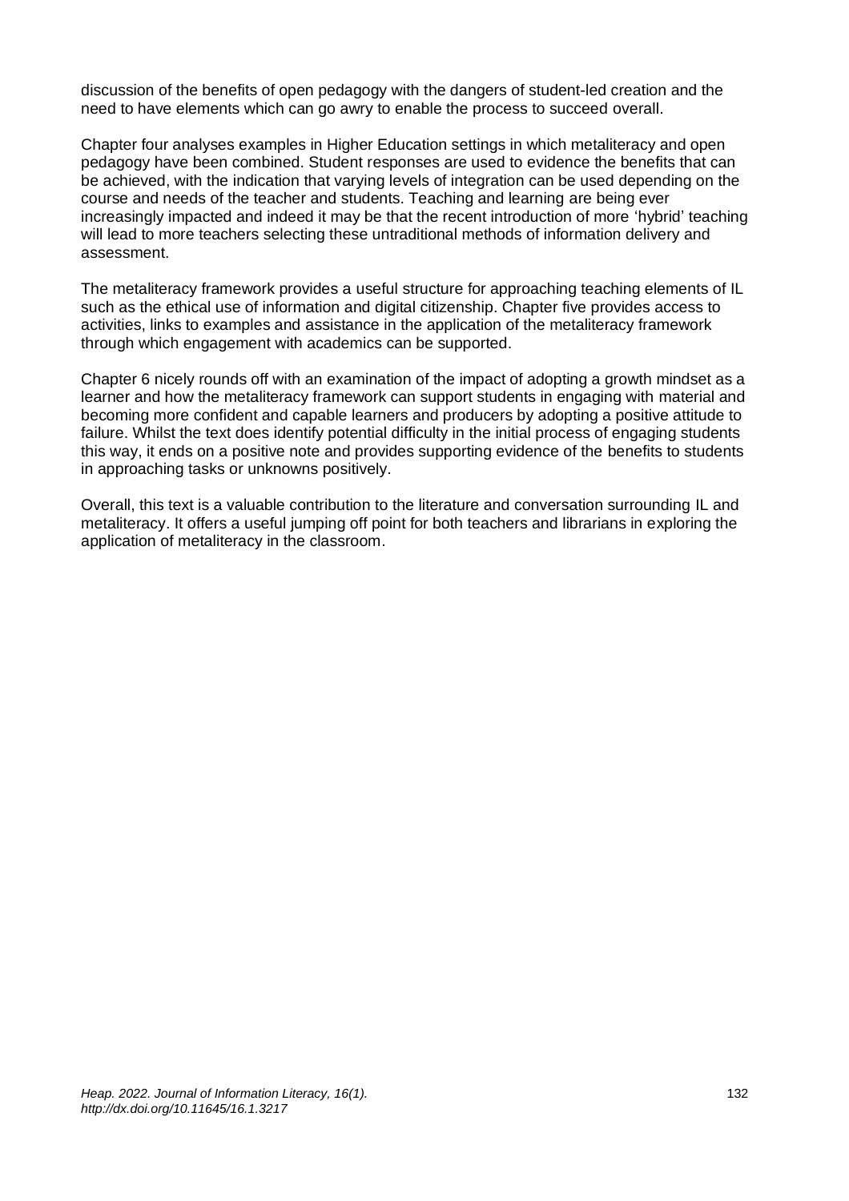discussion of the benefits of open pedagogy with the dangers of student-led creation and the need to have elements which can go awry to enable the process to succeed overall.

Chapter four analyses examples in Higher Education settings in which metaliteracy and open pedagogy have been combined. Student responses are used to evidence the benefits that can be achieved, with the indication that varying levels of integration can be used depending on the course and needs of the teacher and students. Teaching and learning are being ever increasingly impacted and indeed it may be that the recent introduction of more 'hybrid' teaching will lead to more teachers selecting these untraditional methods of information delivery and assessment.

The metaliteracy framework provides a useful structure for approaching teaching elements of IL such as the ethical use of information and digital citizenship. Chapter five provides access to activities, links to examples and assistance in the application of the metaliteracy framework through which engagement with academics can be supported.

Chapter 6 nicely rounds off with an examination of the impact of adopting a growth mindset as a learner and how the metaliteracy framework can support students in engaging with material and becoming more confident and capable learners and producers by adopting a positive attitude to failure. Whilst the text does identify potential difficulty in the initial process of engaging students this way, it ends on a positive note and provides supporting evidence of the benefits to students in approaching tasks or unknowns positively.

Overall, this text is a valuable contribution to the literature and conversation surrounding IL and metaliteracy. It offers a useful jumping off point for both teachers and librarians in exploring the application of metaliteracy in the classroom.